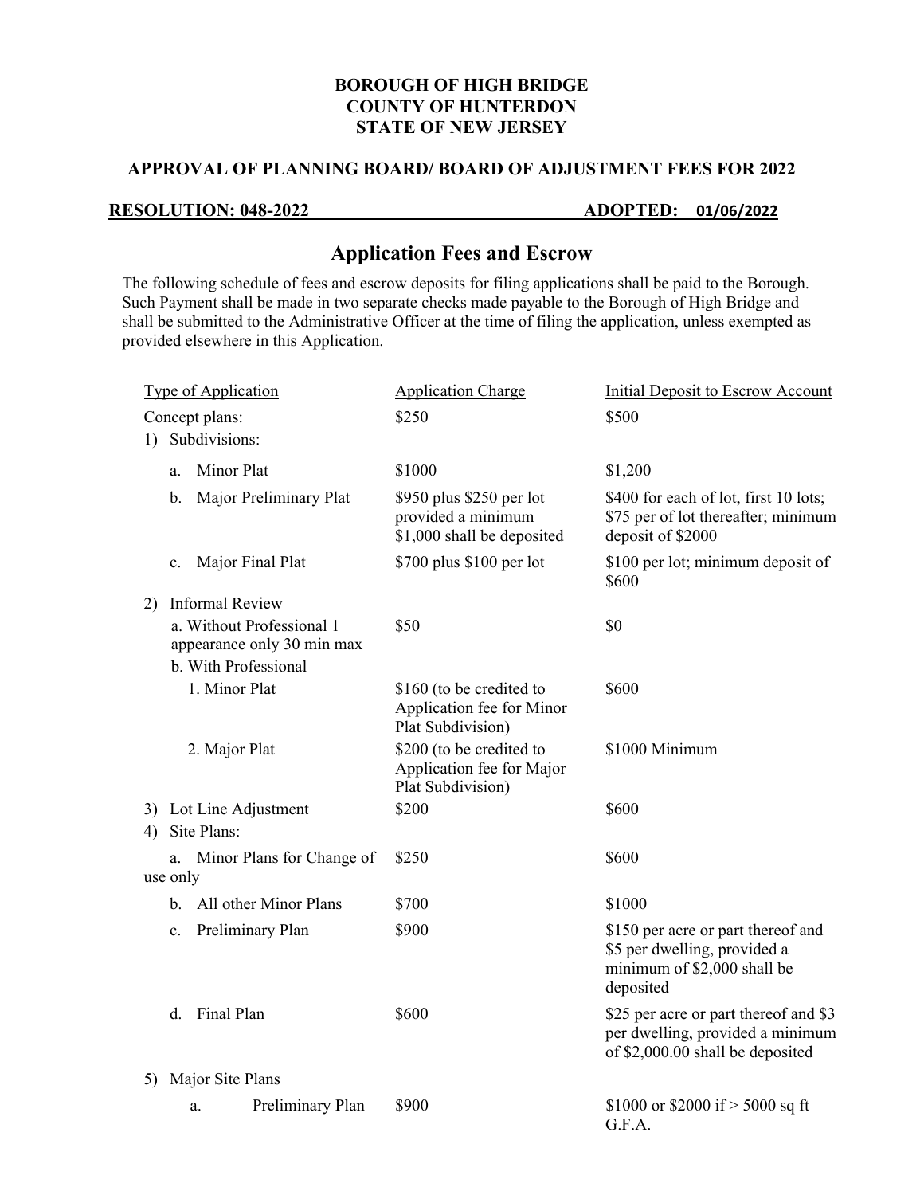**BOROUGH OF HIGH BRIDGE**
**COUNTY OF HUNTERDON**
**STATE OF NEW JERSEY**

**APPROVAL OF PLANNING BOARD/ BOARD OF ADJUSTMENT FEES FOR 2022**

**RESOLUTION: 048-2022** **ADOPTED: 01/06/2022**

## Application Fees and Escrow

The following schedule of fees and escrow deposits for filing applications shall be paid to the Borough. Such Payment shall be made in two separate checks made payable to the Borough of High Bridge and shall be submitted to the Administrative Officer at the time of filing the application, unless exempted as provided elsewhere in this Application.

| Type of Application | Application Charge | Initial Deposit to Escrow Account |
|---|---|---|
| Concept plans: | $250 | $500 |
| 1) Subdivisions: | | |
| a. Minor Plat | $1000 | $1,200 |
| b. Major Preliminary Plat | $950 plus $250 per lot provided a minimum $1,000 shall be deposited | $400 for each of lot, first 10 lots; $75 per of lot thereafter; minimum deposit of $2000 |
| c. Major Final Plat | $700 plus $100 per lot | $100 per lot; minimum deposit of $600 |
| 2) Informal Review | | |
| a. Without Professional 1 appearance only 30 min max | $50 | $0 |
| b. With Professional | | |
| 1. Minor Plat | $160 (to be credited to Application fee for Minor Plat Subdivision) | $600 |
| 2. Major Plat | $200 (to be credited to Application fee for Major Plat Subdivision) | $1000 Minimum |
| 3) Lot Line Adjustment | $200 | $600 |
| 4) Site Plans: | | |
| a. Minor Plans for Change of use only | $250 | $600 |
| b. All other Minor Plans | $700 | $1000 |
| c. Preliminary Plan | $900 | $150 per acre or part thereof and $5 per dwelling, provided a minimum of $2,000 shall be deposited |
| d. Final Plan | $600 | $25 per acre or part thereof and $3 per dwelling, provided a minimum of $2,000.00 shall be deposited |
| 5) Major Site Plans | | |
| a. Preliminary Plan | $900 | $1000 or $2000 if > 5000 sq ft G.F.A. |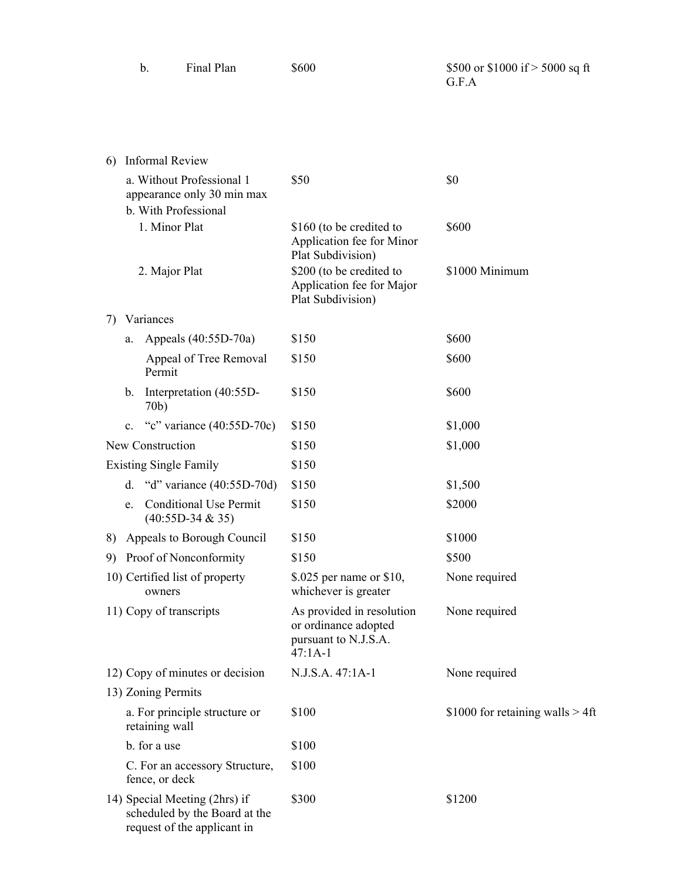| | | |
|---|---|---|
| b. Final Plan | $600 | $500 or $1000 if > 5000 sq ft G.F.A |
| 6) Informal Review | | |
| a. Without Professional 1 appearance only 30 min max | $50 | $0 |
| b. With Professional | | |
| 1. Minor Plat | $160 (to be credited to Application fee for Minor Plat Subdivision) | $600 |
| 2. Major Plat | $200 (to be credited to Application fee for Major Plat Subdivision) | $1000 Minimum |
| 7) Variances | | |
| a. Appeals (40:55D-70a) | $150 | $600 |
| Appeal of Tree Removal Permit | $150 | $600 |
| b. Interpretation (40:55D-70b) | $150 | $600 |
| c. "c" variance (40:55D-70c) | $150 | $1,000 |
| New Construction | $150 | $1,000 |
| Existing Single Family | $150 | |
| d. "d" variance (40:55D-70d) | $150 | $1,500 |
| e. Conditional Use Permit (40:55D-34 & 35) | $150 | $2000 |
| 8) Appeals to Borough Council | $150 | $1000 |
| 9) Proof of Nonconformity | $150 | $500 |
| 10) Certified list of property owners | $.025 per name or $10, whichever is greater | None required |
| 11) Copy of transcripts | As provided in resolution or ordinance adopted pursuant to N.J.S.A. 47:1A-1 | None required |
| 12) Copy of minutes or decision | N.J.S.A. 47:1A-1 | None required |
| 13) Zoning Permits | | |
| a. For principle structure or retaining wall | $100 | $1000 for retaining walls > 4ft |
| b. for a use | $100 | |
| C. For an accessory Structure, fence, or deck | $100 | |
| 14) Special Meeting (2hrs) if scheduled by the Board at the request of the applicant in | $300 | $1200 |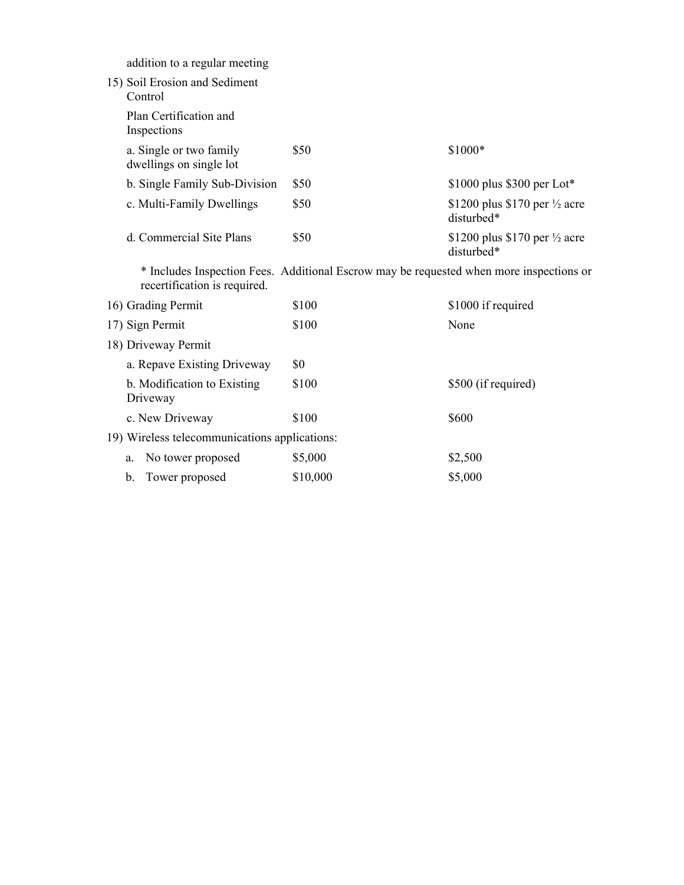| | | |
|---|---|---|
| addition to a regular meeting | | |
| 15) Soil Erosion and Sediment Control | | |
| Plan Certification and Inspections | | |
| a. Single or two family dwellings on single lot | $50 | $1000* |
| b. Single Family Sub-Division | $50 | $1000 plus $300 per Lot* |
| c. Multi-Family Dwellings | $50 | $1200 plus $170 per ½ acre disturbed* |
| d. Commercial Site Plans | $50 | $1200 plus $170 per ½ acre disturbed* |

* Includes Inspection Fees. Additional Escrow may be requested when more inspections or recertification is required.

| | | |
|---|---|---|
| 16) Grading Permit | $100 | $1000 if required |
| 17) Sign Permit | $100 | None |
| 18) Driveway Permit | | |
| a. Repave Existing Driveway | $0 | |
| b. Modification to Existing Driveway | $100 | $500 (if required) |
| c. New Driveway | $100 | $600 |
| 19) Wireless telecommunications applications: | | |
| a. No tower proposed | $5,000 | $2,500 |
| b. Tower proposed | $10,000 | $5,000 |